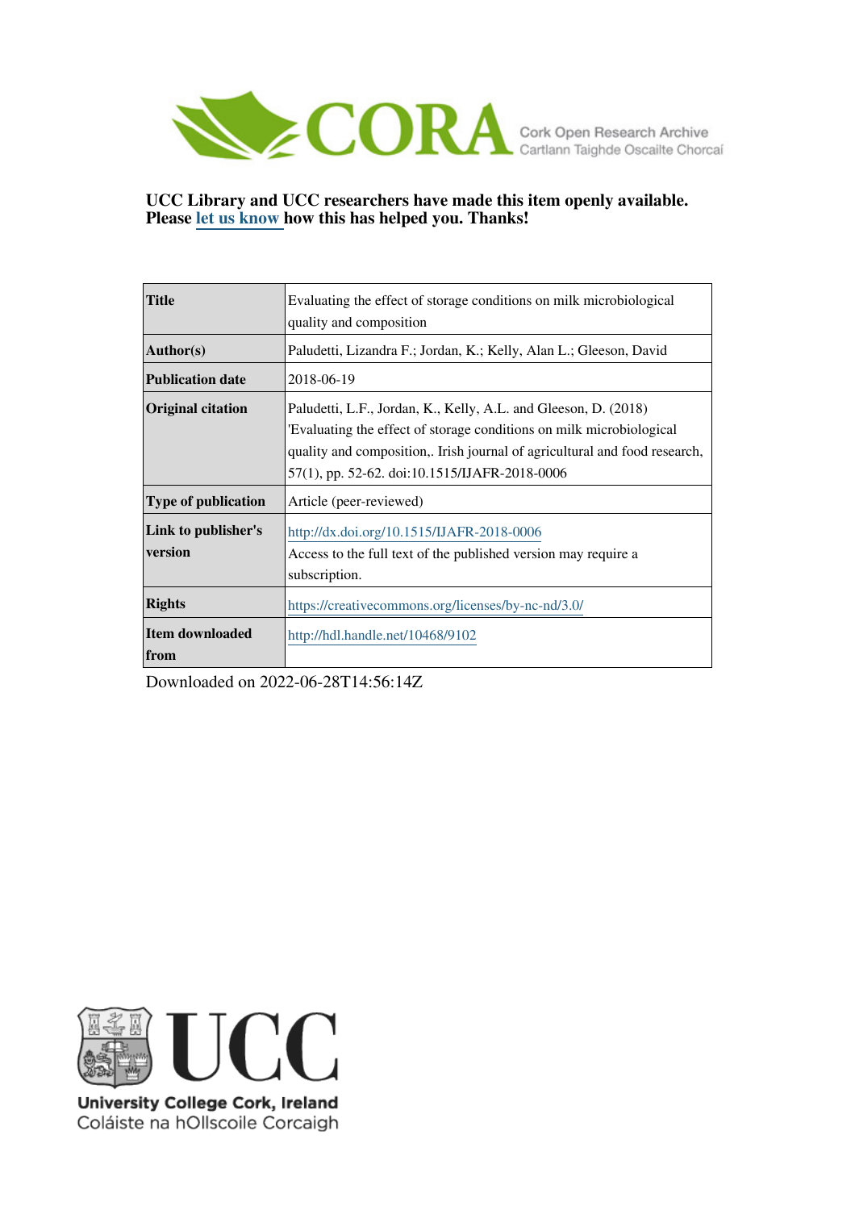CORA Cork Open Research Archive
Cartlann Taighde Oscailte Chorcaí

**UCC Library and UCC researchers have made this item openly available. Please let us know how this has helped you. Thanks!**

| | |
|---|---|
| **Title** | Evaluating the effect of storage conditions on milk microbiological quality and composition |
| **Author(s)** | Paludetti, Lizandra F.; Jordan, K.; Kelly, Alan L.; Gleeson, David |
| **Publication date** | 2018-06-19 |
| **Original citation** | Paludetti, L.F., Jordan, K., Kelly, A.L. and Gleeson, D. (2018) 'Evaluating the effect of storage conditions on milk microbiological quality and composition,. Irish journal of agricultural and food research, 57(1), pp. 52-62. doi:10.1515/IJAFR-2018-0006 |
| **Type of publication** | Article (peer-reviewed) |
| **Link to publisher's version** | http://dx.doi.org/10.1515/IJAFR-2018-0006<br>Access to the full text of the published version may require a subscription. |
| **Rights** | https://creativecommons.org/licenses/by-nc-nd/3.0/ |
| **Item downloaded from** | http://hdl.handle.net/10468/9102 |

Downloaded on 2022-06-28T14:56:14Z

UCC
University College Cork, Ireland
Coláiste na hOllscoile Corcaigh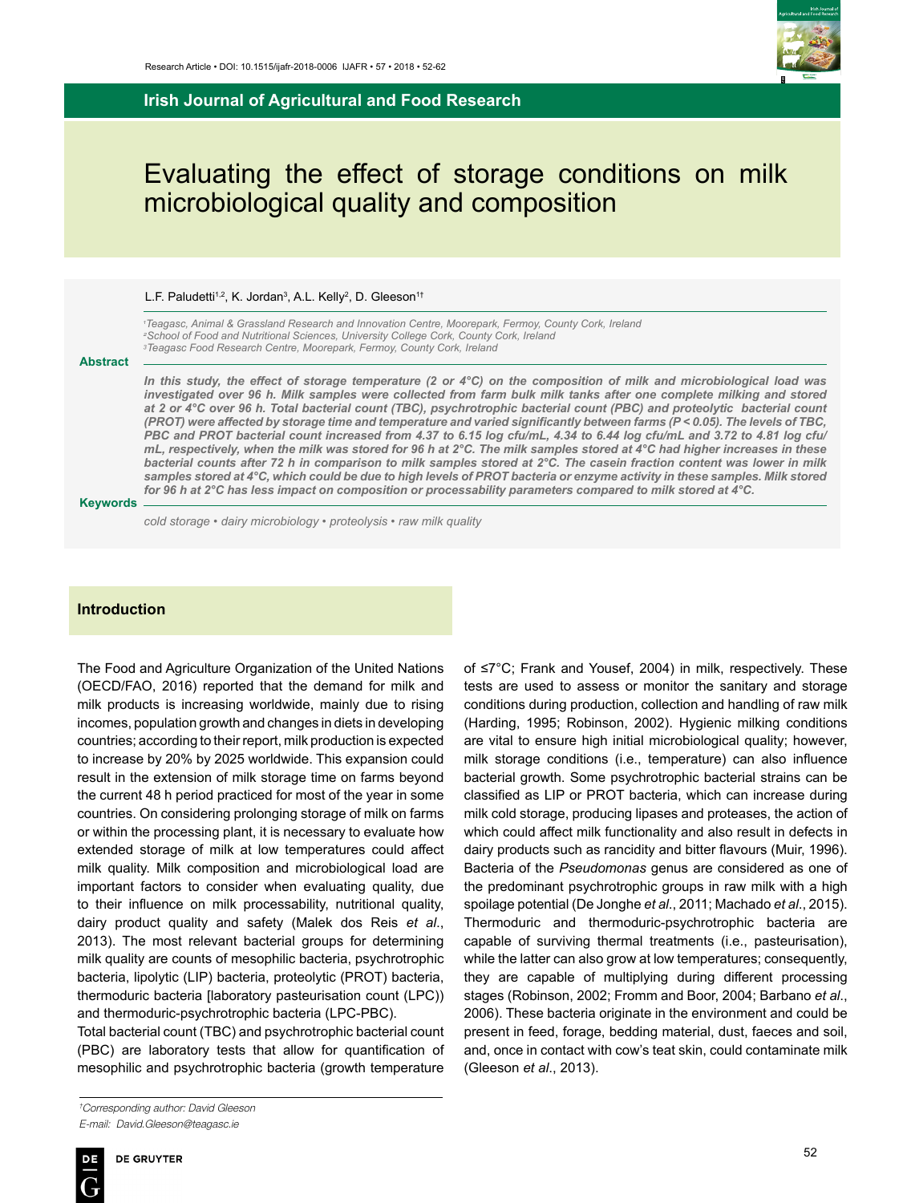# Evaluating the effect of storage conditions on milk microbiological quality and composition

L.F. Paludetti[1,2], K. Jordan[3], A.L. Kelly[2], D. Gleeson[1†]

[1]Teagasc, Animal & Grassland Research and Innovation Centre, Moorepark, Fermoy, County Cork, Ireland
[2]School of Food and Nutritional Sciences, University College Cork, County Cork, Ireland
[3]Teagasc Food Research Centre, Moorepark, Fermoy, County Cork, Ireland

**Abstract**

***In this study, the effect of storage temperature (2 or 4°C) on the composition of milk and microbiological load was investigated over 96 h. Milk samples were collected from farm bulk milk tanks after one complete milking and stored at 2 or 4°C over 96 h. Total bacterial count (TBC), psychrotrophic bacterial count (PBC) and proteolytic bacterial count (PROT) were affected by storage time and temperature and varied significantly between farms ($P < 0.05$). The levels of TBC, PBC and PROT bacterial count increased from 4.37 to 6.15 log cfu/mL, 4.34 to 6.44 log cfu/mL and 3.72 to 4.81 log cfu/mL, respectively, when the milk was stored for 96 h at 2°C. The milk samples stored at 4°C had higher increases in these bacterial counts after 72 h in comparison to milk samples stored at 2°C. The casein fraction content was lower in milk samples stored at 4°C, which could be due to high levels of PROT bacteria or enzyme activity in these samples. Milk stored for 96 h at 2°C has less impact on composition or processability parameters compared to milk stored at 4°C.***

**Keywords**

*cold storage • dairy microbiology • proteolysis • raw milk quality*

## Introduction

The Food and Agriculture Organization of the United Nations (OECD/FAO, 2016) reported that the demand for milk and milk products is increasing worldwide, mainly due to rising incomes, population growth and changes in diets in developing countries; according to their report, milk production is expected to increase by 20% by 2025 worldwide. This expansion could result in the extension of milk storage time on farms beyond the current 48 h period practiced for most of the year in some countries. On considering prolonging storage of milk on farms or within the processing plant, it is necessary to evaluate how extended storage of milk at low temperatures could affect milk quality. Milk composition and microbiological load are important factors to consider when evaluating quality, due to their influence on milk processability, nutritional quality, dairy product quality and safety (Malek dos Reis *et al*., 2013). The most relevant bacterial groups for determining milk quality are counts of mesophilic bacteria, psychrotrophic bacteria, lipolytic (LIP) bacteria, proteolytic (PROT) bacteria, thermoduric bacteria [laboratory pasteurisation count (LPC)) and thermoduric-psychrotrophic bacteria (LPC-PBC).

Total bacterial count (TBC) and psychrotrophic bacterial count (PBC) are laboratory tests that allow for quantification of mesophilic and psychrotrophic bacteria (growth temperature of ≤7°C; Frank and Yousef, 2004) in milk, respectively. These tests are used to assess or monitor the sanitary and storage conditions during production, collection and handling of raw milk (Harding, 1995; Robinson, 2002). Hygienic milking conditions are vital to ensure high initial microbiological quality; however, milk storage conditions (i.e., temperature) can also influence bacterial growth. Some psychrotrophic bacterial strains can be classified as LIP or PROT bacteria, which can increase during milk cold storage, producing lipases and proteases, the action of which could affect milk functionality and also result in defects in dairy products such as rancidity and bitter flavours (Muir, 1996). Bacteria of the *Pseudomonas* genus are considered as one of the predominant psychrotrophic groups in raw milk with a high spoilage potential (De Jonghe *et al*., 2011; Machado *et al*., 2015). Thermoduric and thermoduric-psychrotrophic bacteria are capable of surviving thermal treatments (i.e., pasteurisation), while the latter can also grow at low temperatures; consequently, they are capable of multiplying during different processing stages (Robinson, 2002; Fromm and Boor, 2004; Barbano *et al*., 2006). These bacteria originate in the environment and could be present in feed, forage, bedding material, dust, faeces and soil, and, once in contact with cow's teat skin, could contaminate milk (Gleeson *et al*., 2013).

†Corresponding author: David Gleeson
E-mail: David.Gleeson@teagasc.ie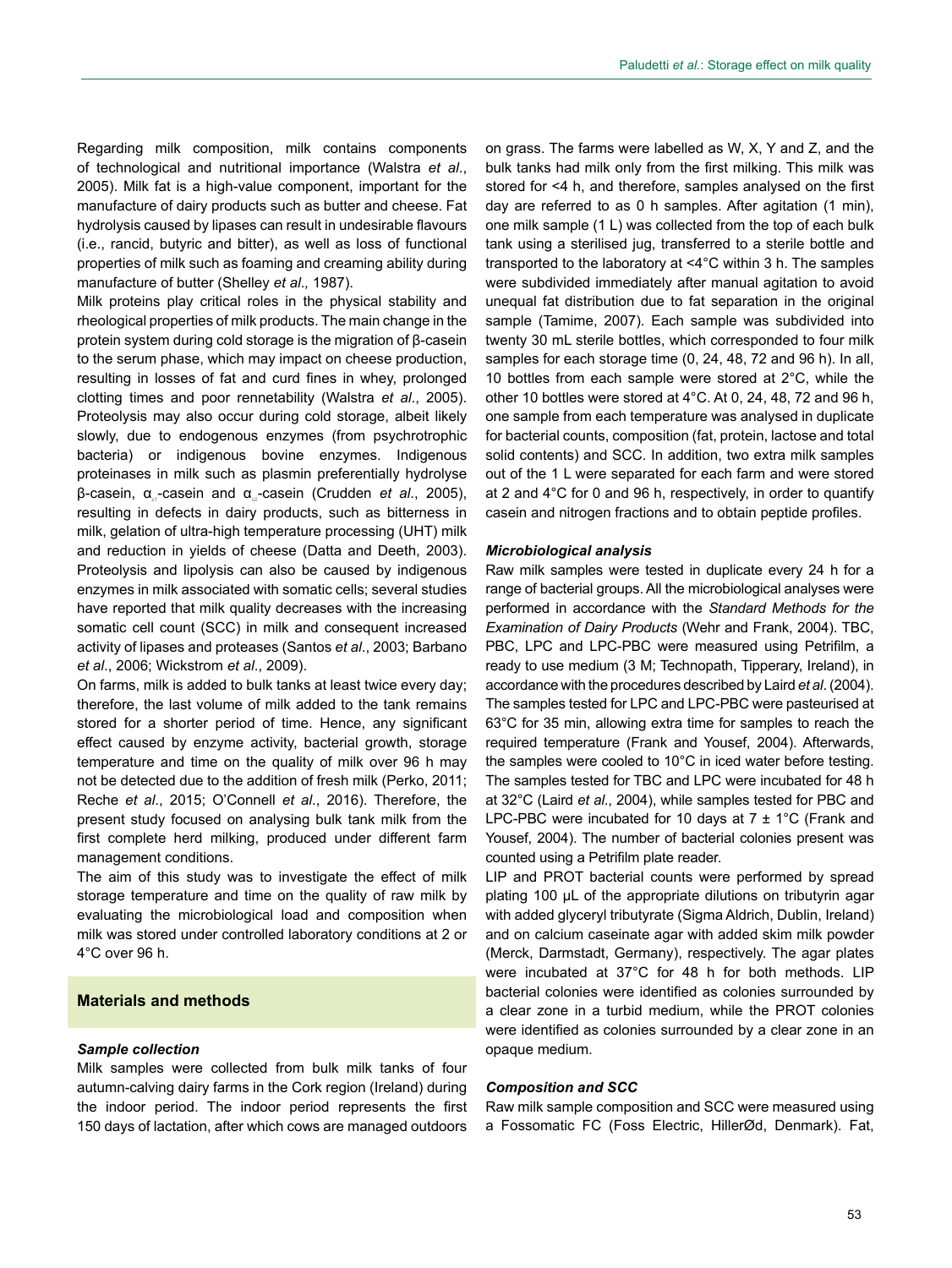Regarding milk composition, milk contains components of technological and nutritional importance (Walstra *et al*., 2005). Milk fat is a high-value component, important for the manufacture of dairy products such as butter and cheese. Fat hydrolysis caused by lipases can result in undesirable flavours (i.e., rancid, butyric and bitter), as well as loss of functional properties of milk such as foaming and creaming ability during manufacture of butter (Shelley *et al.,* 1987).

Milk proteins play critical roles in the physical stability and rheological properties of milk products. The main change in the protein system during cold storage is the migration of β-casein to the serum phase, which may impact on cheese production, resulting in losses of fat and curd fines in whey, prolonged clotting times and poor rennetability (Walstra *et al*., 2005). Proteolysis may also occur during cold storage, albeit likely slowly, due to endogenous enzymes (from psychrotrophic bacteria) or indigenous bovine enzymes. Indigenous proteinases in milk such as plasmin preferentially hydrolyse β-casein, $\alpha_{s1}$-casein and $\alpha_{s2}$-casein (Crudden *et al*., 2005), resulting in defects in dairy products, such as bitterness in milk, gelation of ultra-high temperature processing (UHT) milk and reduction in yields of cheese (Datta and Deeth, 2003). Proteolysis and lipolysis can also be caused by indigenous enzymes in milk associated with somatic cells; several studies have reported that milk quality decreases with the increasing somatic cell count (SCC) in milk and consequent increased activity of lipases and proteases (Santos *et al*., 2003; Barbano *et al*., 2006; Wickstrom *et al*., 2009).

On farms, milk is added to bulk tanks at least twice every day; therefore, the last volume of milk added to the tank remains stored for a shorter period of time. Hence, any significant effect caused by enzyme activity, bacterial growth, storage temperature and time on the quality of milk over 96 h may not be detected due to the addition of fresh milk (Perko, 2011; Reche *et al*., 2015; O'Connell *et al*., 2016). Therefore, the present study focused on analysing bulk tank milk from the first complete herd milking, produced under different farm management conditions.

The aim of this study was to investigate the effect of milk storage temperature and time on the quality of raw milk by evaluating the microbiological load and composition when milk was stored under controlled laboratory conditions at 2 or 4°C over 96 h.

## Materials and methods

### *Sample collection*

Milk samples were collected from bulk milk tanks of four autumn-calving dairy farms in the Cork region (Ireland) during the indoor period. The indoor period represents the first 150 days of lactation, after which cows are managed outdoors on grass. The farms were labelled as W, X, Y and Z, and the bulk tanks had milk only from the first milking. This milk was stored for <4 h, and therefore, samples analysed on the first day are referred to as 0 h samples. After agitation (1 min), one milk sample (1 L) was collected from the top of each bulk tank using a sterilised jug, transferred to a sterile bottle and transported to the laboratory at <4°C within 3 h. The samples were subdivided immediately after manual agitation to avoid unequal fat distribution due to fat separation in the original sample (Tamime, 2007). Each sample was subdivided into twenty 30 mL sterile bottles, which corresponded to four milk samples for each storage time (0, 24, 48, 72 and 96 h). In all, 10 bottles from each sample were stored at 2°C, while the other 10 bottles were stored at 4°C. At 0, 24, 48, 72 and 96 h, one sample from each temperature was analysed in duplicate for bacterial counts, composition (fat, protein, lactose and total solid contents) and SCC. In addition, two extra milk samples out of the 1 L were separated for each farm and were stored at 2 and 4°C for 0 and 96 h, respectively, in order to quantify casein and nitrogen fractions and to obtain peptide profiles.

### *Microbiological analysis*

Raw milk samples were tested in duplicate every 24 h for a range of bacterial groups. All the microbiological analyses were performed in accordance with the *Standard Methods for the Examination of Dairy Products* (Wehr and Frank, 2004). TBC, PBC, LPC and LPC-PBC were measured using Petrifilm, a ready to use medium (3 M; Technopath, Tipperary, Ireland), in accordance with the procedures described by Laird *et al*. (2004). The samples tested for LPC and LPC-PBC were pasteurised at 63°C for 35 min, allowing extra time for samples to reach the required temperature (Frank and Yousef, 2004). Afterwards, the samples were cooled to 10°C in iced water before testing. The samples tested for TBC and LPC were incubated for 48 h at 32°C (Laird *et al*., 2004), while samples tested for PBC and LPC-PBC were incubated for 10 days at 7 ± 1°C (Frank and Yousef, 2004). The number of bacterial colonies present was counted using a Petrifilm plate reader.

LIP and PROT bacterial counts were performed by spread plating 100 μL of the appropriate dilutions on tributyrin agar with added glyceryl tributyrate (Sigma Aldrich, Dublin, Ireland) and on calcium caseinate agar with added skim milk powder (Merck, Darmstadt, Germany), respectively. The agar plates were incubated at 37°C for 48 h for both methods. LIP bacterial colonies were identified as colonies surrounded by a clear zone in a turbid medium, while the PROT colonies were identified as colonies surrounded by a clear zone in an opaque medium.

### *Composition and SCC*

Raw milk sample composition and SCC were measured using a Fossomatic FC (Foss Electric, HillerØd, Denmark). Fat,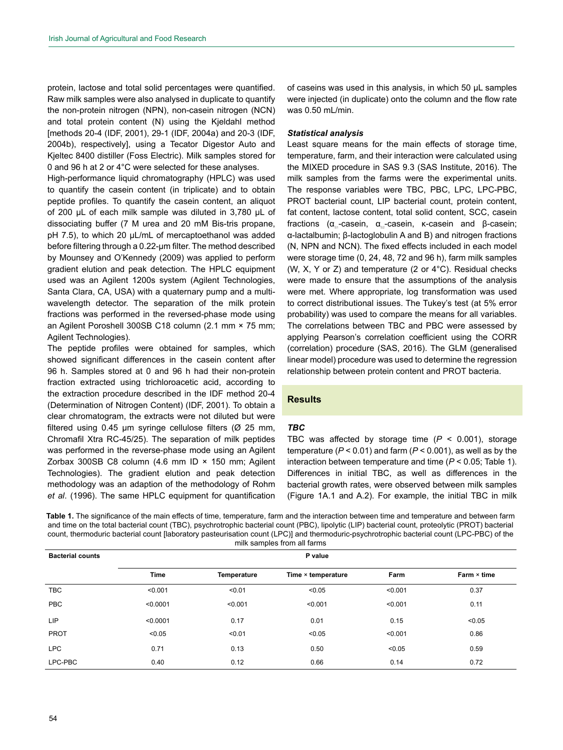protein, lactose and total solid percentages were quantified. Raw milk samples were also analysed in duplicate to quantify the non-protein nitrogen (NPN), non-casein nitrogen (NCN) and total protein content (N) using the Kjeldahl method [methods 20-4 (IDF, 2001), 29-1 (IDF, 2004a) and 20-3 (IDF, 2004b), respectively], using a Tecator Digestor Auto and Kjeltec 8400 distiller (Foss Electric). Milk samples stored for 0 and 96 h at 2 or 4°C were selected for these analyses.

High-performance liquid chromatography (HPLC) was used to quantify the casein content (in triplicate) and to obtain peptide profiles. To quantify the casein content, an aliquot of 200 µL of each milk sample was diluted in 3,780 µL of dissociating buffer (7 M urea and 20 mM Bis-tris propane, pH 7.5), to which 20 µL/mL of mercaptoethanol was added before filtering through a 0.22-µm filter. The method described by Mounsey and O'Kennedy (2009) was applied to perform gradient elution and peak detection. The HPLC equipment used was an Agilent 1200s system (Agilent Technologies, Santa Clara, CA, USA) with a quaternary pump and a multi-wavelength detector. The separation of the milk protein fractions was performed in the reversed-phase mode using an Agilent Poroshell 300SB C18 column (2.1 mm × 75 mm; Agilent Technologies).

The peptide profiles were obtained for samples, which showed significant differences in the casein content after 96 h. Samples stored at 0 and 96 h had their non-protein fraction extracted using trichloroacetic acid, according to the extraction procedure described in the IDF method 20-4 (Determination of Nitrogen Content) (IDF, 2001). To obtain a clear chromatogram, the extracts were not diluted but were filtered using 0.45 µm syringe cellulose filters (Ø 25 mm, Chromafil Xtra RC-45/25). The separation of milk peptides was performed in the reverse-phase mode using an Agilent Zorbax 300SB C8 column (4.6 mm ID × 150 mm; Agilent Technologies). The gradient elution and peak detection methodology was an adaption of the methodology of Rohm *et al*. (1996). The same HPLC equipment for quantification of caseins was used in this analysis, in which 50 µL samples were injected (in duplicate) onto the column and the flow rate was 0.50 mL/min.

### *Statistical analysis*

Least square means for the main effects of storage time, temperature, farm, and their interaction were calculated using the MIXED procedure in SAS 9.3 (SAS Institute, 2016). The milk samples from the farms were the experimental units. The response variables were TBC, PBC, LPC, LPC-PBC, PROT bacterial count, LIP bacterial count, protein content, fat content, lactose content, total solid content, SCC, casein fractions ($\alpha_{s1}$-casein, $\alpha_{s2}$-casein, κ-casein and β-casein; α-lactalbumin; β-lactoglobulin A and B) and nitrogen fractions (N, NPN and NCN). The fixed effects included in each model were storage time (0, 24, 48, 72 and 96 h), farm milk samples (W, X, Y or Z) and temperature (2 or 4°C). Residual checks were made to ensure that the assumptions of the analysis were met. Where appropriate, log transformation was used to correct distributional issues. The Tukey's test (at 5% error probability) was used to compare the means for all variables. The correlations between TBC and PBC were assessed by applying Pearson's correlation coefficient using the CORR (correlation) procedure (SAS, 2016). The GLM (generalised linear model) procedure was used to determine the regression relationship between protein content and PROT bacteria.

## Results

### *TBC*

TBC was affected by storage time ($P$ < 0.001), storage temperature ($P$ < 0.01) and farm ($P$ < 0.001), as well as by the interaction between temperature and time ($P$ < 0.05; Table 1). Differences in initial TBC, as well as differences in the bacterial growth rates, were observed between milk samples (Figure 1A.1 and A.2). For example, the initial TBC in milk

**Table 1.** The significance of the main effects of time, temperature, farm and the interaction between time and temperature and between farm and time on the total bacterial count (TBC), psychrotrophic bacterial count (PBC), lipolytic (LIP) bacterial count, proteolytic (PROT) bacterial count, thermoduric bacterial count [laboratory pasteurisation count (LPC)] and thermoduric-psychrotrophic bacterial count (LPC-PBC) of the milk samples from all farms

| Bacterial counts | P value | | | | |
|---|---|---|---|---|---|
| | Time | Temperature | Time × temperature | Farm | Farm × time |
| TBC | <0.001 | <0.01 | <0.05 | <0.001 | 0.37 |
| PBC | <0.0001 | <0.001 | <0.001 | <0.001 | 0.11 |
| LIP | <0.0001 | 0.17 | 0.01 | 0.15 | <0.05 |
| PROT | <0.05 | <0.01 | <0.05 | <0.001 | 0.86 |
| LPC | 0.71 | 0.13 | 0.50 | <0.05 | 0.59 |
| LPC-PBC | 0.40 | 0.12 | 0.66 | 0.14 | 0.72 |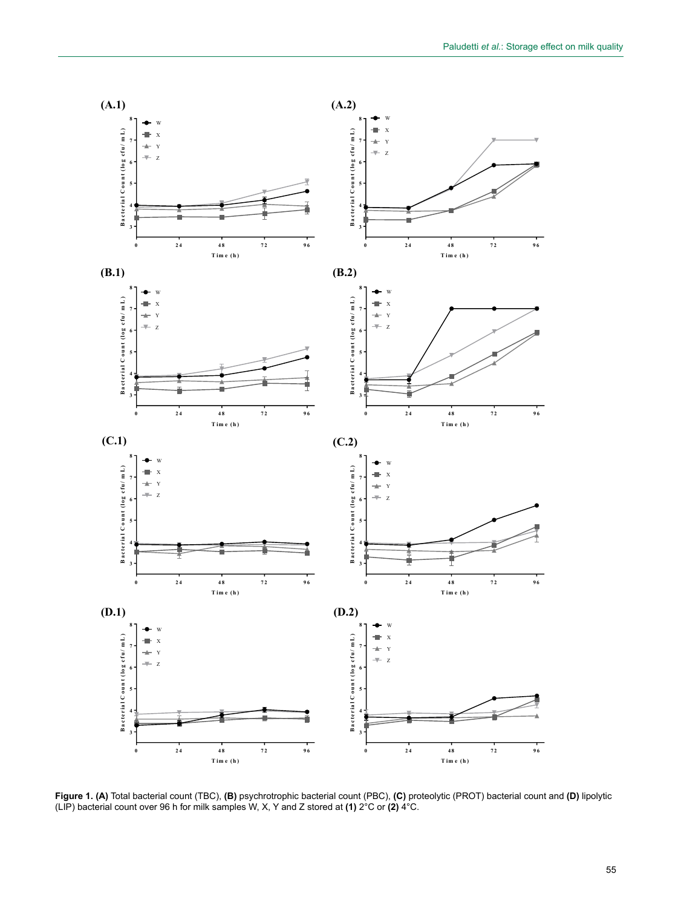**Figure 1. (A)** Total bacterial count (TBC), **(B)** psychrotrophic bacterial count (PBC), **(C)** proteolytic (PROT) bacterial count and **(D)** lipolytic (LIP) bacterial count over 96 h for milk samples W, X, Y and Z stored at **(1)** 2°C or **(2)** 4°C.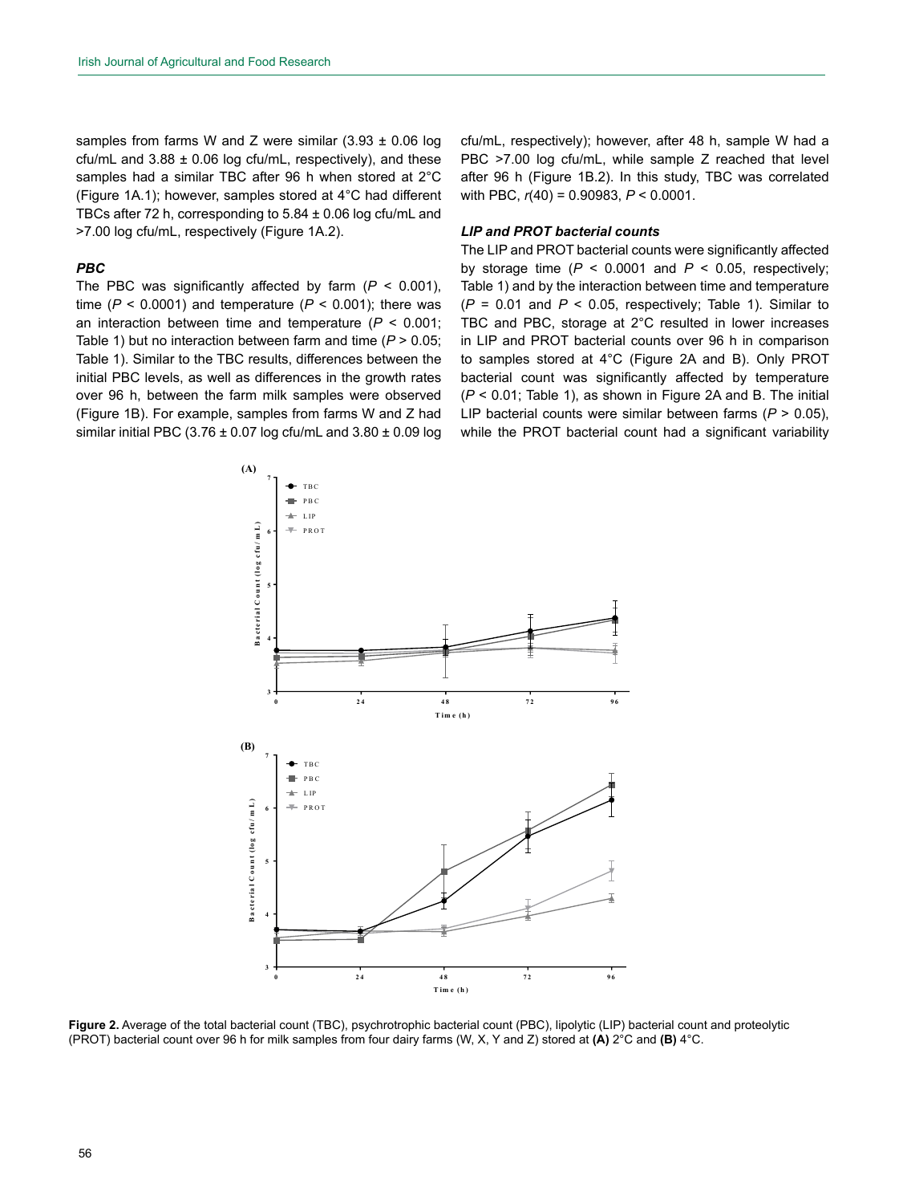samples from farms W and Z were similar (3.93 ± 0.06 log cfu/mL and 3.88 ± 0.06 log cfu/mL, respectively), and these samples had a similar TBC after 96 h when stored at 2°C (Figure 1A.1); however, samples stored at 4°C had different TBCs after 72 h, corresponding to 5.84 ± 0.06 log cfu/mL and >7.00 log cfu/mL, respectively (Figure 1A.2).

### *PBC*

The PBC was significantly affected by farm ($P$ < 0.001), time ($P$ < 0.0001) and temperature ($P$ < 0.001); there was an interaction between time and temperature ($P$ < 0.001; Table 1) but no interaction between farm and time ($P$ > 0.05; Table 1). Similar to the TBC results, differences between the initial PBC levels, as well as differences in the growth rates over 96 h, between the farm milk samples were observed (Figure 1B). For example, samples from farms W and Z had similar initial PBC (3.76 ± 0.07 log cfu/mL and 3.80 ± 0.09 log cfu/mL, respectively); however, after 48 h, sample W had a PBC >7.00 log cfu/mL, while sample Z reached that level after 96 h (Figure 1B.2). In this study, TBC was correlated with PBC, $r(40)$ = 0.90983, $P$ < 0.0001.

### *LIP and PROT bacterial counts*

The LIP and PROT bacterial counts were significantly affected by storage time ($P$ < 0.0001 and $P$ < 0.05, respectively; Table 1) and by the interaction between time and temperature ($P$ = 0.01 and $P$ < 0.05, respectively; Table 1). Similar to TBC and PBC, storage at 2°C resulted in lower increases in LIP and PROT bacterial counts over 96 h in comparison to samples stored at 4°C (Figure 2A and B). Only PROT bacterial count was significantly affected by temperature ($P$ < 0.01; Table 1), as shown in Figure 2A and B. The initial LIP bacterial counts were similar between farms ($P$ > 0.05), while the PROT bacterial count had a significant variability

**Figure 2.** Average of the total bacterial count (TBC), psychrotrophic bacterial count (PBC), lipolytic (LIP) bacterial count and proteolytic (PROT) bacterial count over 96 h for milk samples from four dairy farms (W, X, Y and Z) stored at **(A)** 2°C and **(B)** 4°C.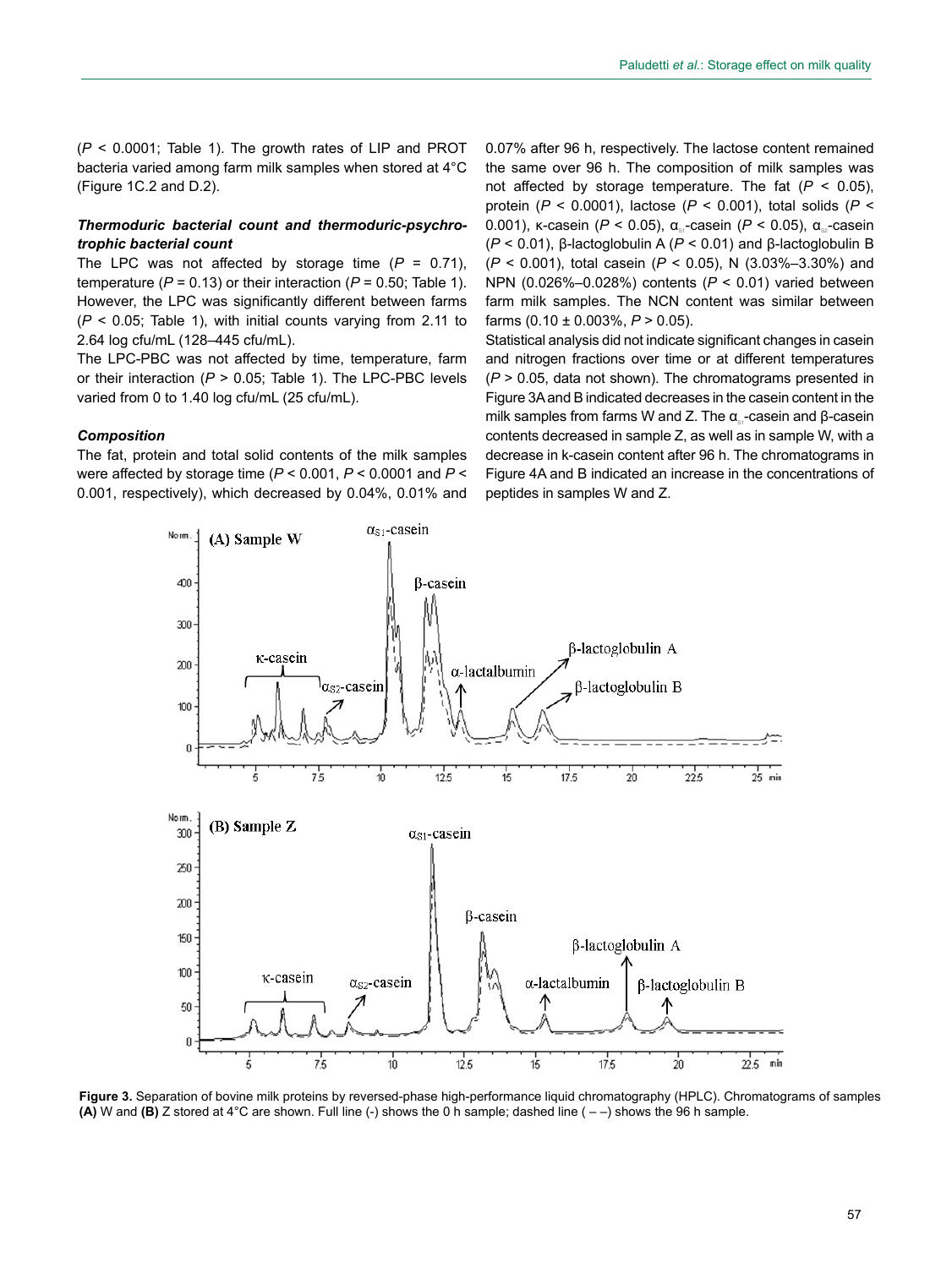($P < 0.0001$; Table 1). The growth rates of LIP and PROT bacteria varied among farm milk samples when stored at 4°C (Figure 1C.2 and D.2).

### *Thermoduric bacterial count and thermoduric-psychrotrophic bacterial count*

The LPC was not affected by storage time ($P = 0.71$), temperature ($P = 0.13$) or their interaction ($P = 0.50$; Table 1). However, the LPC was significantly different between farms ($P < 0.05$; Table 1), with initial counts varying from 2.11 to 2.64 log cfu/mL (128–445 cfu/mL).

The LPC-PBC was not affected by time, temperature, farm or their interaction ($P > 0.05$; Table 1). The LPC-PBC levels varied from 0 to 1.40 log cfu/mL (25 cfu/mL).

### *Composition*

The fat, protein and total solid contents of the milk samples were affected by storage time ($P < 0.001$, $P < 0.0001$ and $P < 0.001$, respectively), which decreased by 0.04%, 0.01% and 0.07% after 96 h, respectively. The lactose content remained the same over 96 h. The composition of milk samples was not affected by storage temperature. The fat ($P < 0.05$), protein ($P < 0.0001$), lactose ($P < 0.001$), total solids ($P < 0.001$), κ-casein ($P < 0.05$), $\alpha_{s1}$-casein ($P < 0.05$), $\alpha_{s2}$-casein ($P < 0.01$), β-lactoglobulin A ($P < 0.01$) and β-lactoglobulin B ($P < 0.001$), total casein ($P < 0.05$), N (3.03%–3.30%) and NPN (0.026%–0.028%) contents ($P < 0.01$) varied between farm milk samples. The NCN content was similar between farms (0.10 ± 0.003%, $P > 0.05$).

Statistical analysis did not indicate significant changes in casein and nitrogen fractions over time or at different temperatures ($P > 0.05$, data not shown). The chromatograms presented in Figure 3A and B indicated decreases in the casein content in the milk samples from farms W and Z. The $\alpha_{s1}$-casein and β-casein contents decreased in sample Z, as well as in sample W, with a decrease in k-casein content after 96 h. The chromatograms in Figure 4A and B indicated an increase in the concentrations of peptides in samples W and Z.

**Figure 3.** Separation of bovine milk proteins by reversed-phase high-performance liquid chromatography (HPLC). Chromatograms of samples **(A)** W and **(B)** Z stored at 4°C are shown. Full line (-) shows the 0 h sample; dashed line ( – –) shows the 96 h sample.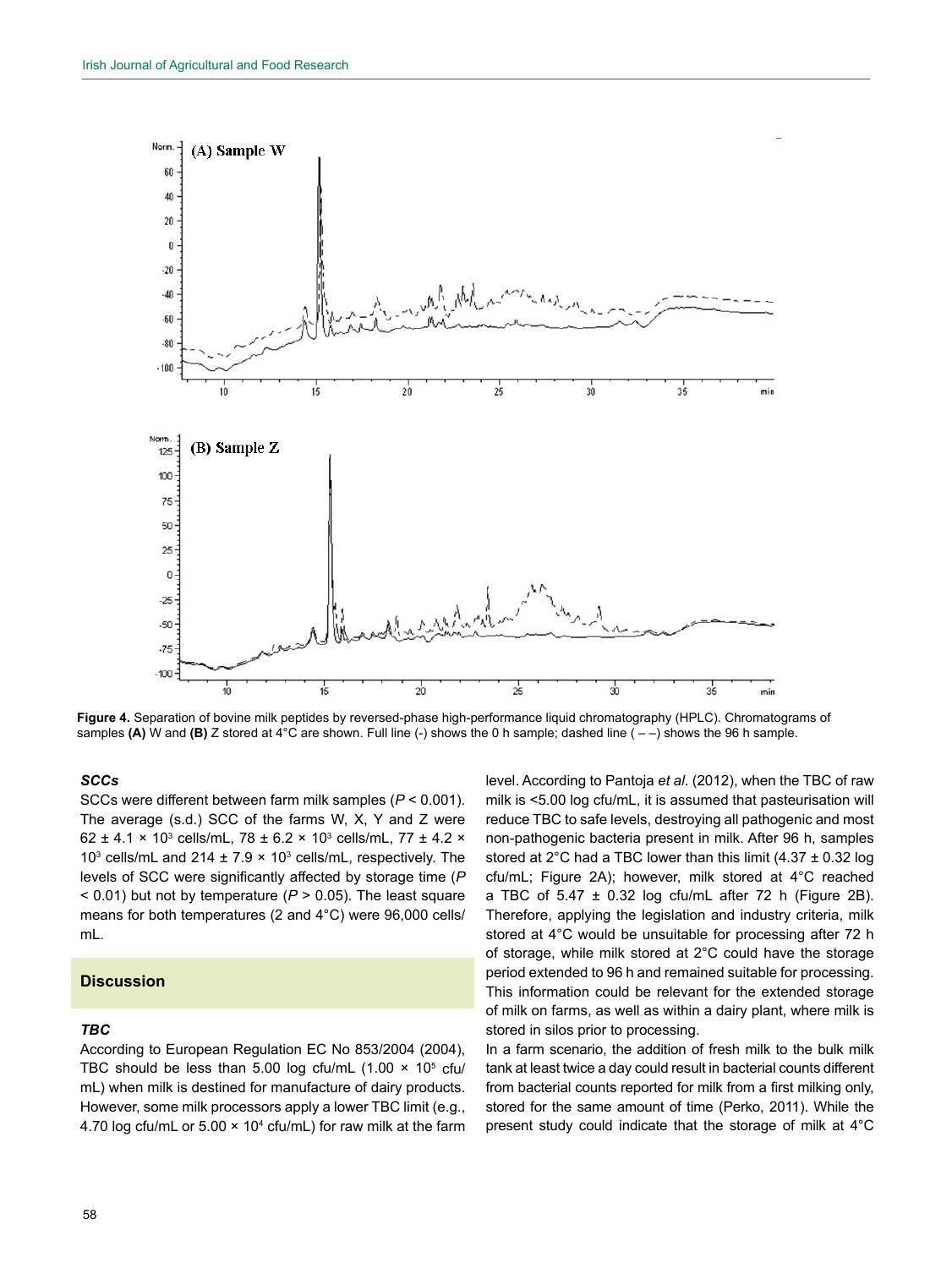Figure 4. Separation of bovine milk peptides by reversed-phase high-performance liquid chromatography (HPLC). Chromatograms of samples (A) W and (B) Z stored at 4°C are shown. Full line (-) shows the 0 h sample; dashed line ( – –) shows the 96 h sample.

### *SCCs*

SCCs were different between farm milk samples ($P < 0.001$). The average (s.d.) SCC of the farms W, X, Y and Z were $62 \pm 4.1 \times 10^3$ cells/mL, $78 \pm 6.2 \times 10^3$ cells/mL, $77 \pm 4.2 \times 10^3$ cells/mL and $214 \pm 7.9 \times 10^3$ cells/mL, respectively. The levels of SCC were significantly affected by storage time ($P < 0.01$) but not by temperature ($P > 0.05$). The least square means for both temperatures (2 and 4°C) were 96,000 cells/mL.

## Discussion

### *TBC*

According to European Regulation EC No 853/2004 (2004), TBC should be less than 5.00 log cfu/mL ($1.00 \times 10^5$ cfu/mL) when milk is destined for manufacture of dairy products. However, some milk processors apply a lower TBC limit (e.g., 4.70 log cfu/mL or $5.00 \times 10^4$ cfu/mL) for raw milk at the farm level. According to Pantoja *et al*. (2012), when the TBC of raw milk is <5.00 log cfu/mL, it is assumed that pasteurisation will reduce TBC to safe levels, destroying all pathogenic and most non-pathogenic bacteria present in milk. After 96 h, samples stored at 2°C had a TBC lower than this limit (4.37 ± 0.32 log cfu/mL; Figure 2A); however, milk stored at 4°C reached a TBC of 5.47 ± 0.32 log cfu/mL after 72 h (Figure 2B). Therefore, applying the legislation and industry criteria, milk stored at 4°C would be unsuitable for processing after 72 h of storage, while milk stored at 2°C could have the storage period extended to 96 h and remained suitable for processing. This information could be relevant for the extended storage of milk on farms, as well as within a dairy plant, where milk is stored in silos prior to processing.

In a farm scenario, the addition of fresh milk to the bulk milk tank at least twice a day could result in bacterial counts different from bacterial counts reported for milk from a first milking only, stored for the same amount of time (Perko, 2011). While the present study could indicate that the storage of milk at 4°C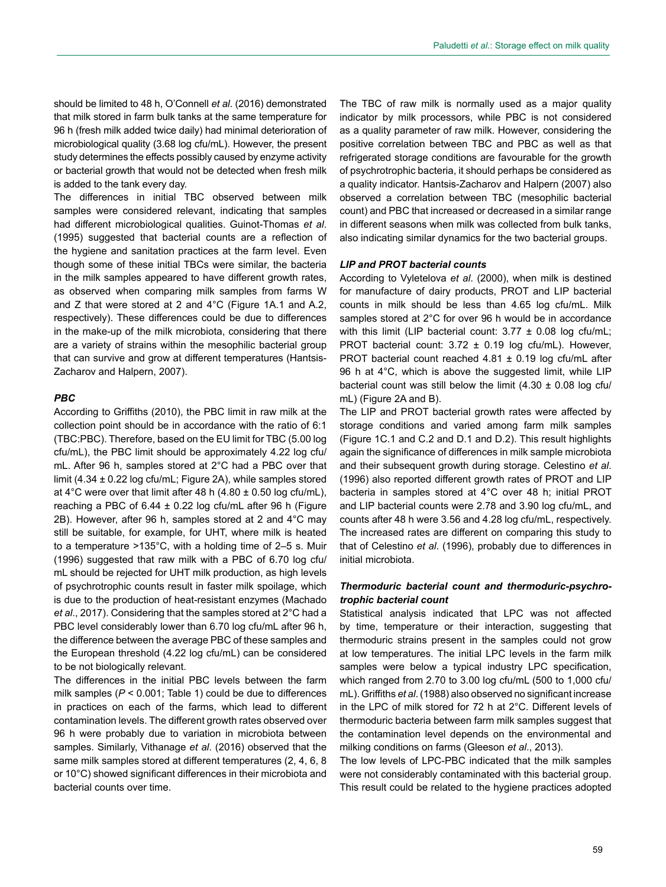should be limited to 48 h, O'Connell *et al*. (2016) demonstrated that milk stored in farm bulk tanks at the same temperature for 96 h (fresh milk added twice daily) had minimal deterioration of microbiological quality (3.68 log cfu/mL). However, the present study determines the effects possibly caused by enzyme activity or bacterial growth that would not be detected when fresh milk is added to the tank every day.

The differences in initial TBC observed between milk samples were considered relevant, indicating that samples had different microbiological qualities. Guinot-Thomas *et al*. (1995) suggested that bacterial counts are a reflection of the hygiene and sanitation practices at the farm level. Even though some of these initial TBCs were similar, the bacteria in the milk samples appeared to have different growth rates, as observed when comparing milk samples from farms W and Z that were stored at 2 and 4°C (Figure 1A.1 and A.2, respectively). These differences could be due to differences in the make-up of the milk microbiota, considering that there are a variety of strains within the mesophilic bacterial group that can survive and grow at different temperatures (Hantsis-Zacharov and Halpern, 2007).

### *PBC*

According to Griffiths (2010), the PBC limit in raw milk at the collection point should be in accordance with the ratio of 6:1 (TBC:PBC). Therefore, based on the EU limit for TBC (5.00 log cfu/mL), the PBC limit should be approximately 4.22 log cfu/mL. After 96 h, samples stored at 2°C had a PBC over that limit (4.34 ± 0.22 log cfu/mL; Figure 2A), while samples stored at 4°C were over that limit after 48 h (4.80 ± 0.50 log cfu/mL), reaching a PBC of 6.44 ± 0.22 log cfu/mL after 96 h (Figure 2B). However, after 96 h, samples stored at 2 and 4°C may still be suitable, for example, for UHT, where milk is heated to a temperature >135°C, with a holding time of 2–5 s. Muir (1996) suggested that raw milk with a PBC of 6.70 log cfu/mL should be rejected for UHT milk production, as high levels of psychrotrophic counts result in faster milk spoilage, which is due to the production of heat-resistant enzymes (Machado *et al*., 2017). Considering that the samples stored at 2°C had a PBC level considerably lower than 6.70 log cfu/mL after 96 h, the difference between the average PBC of these samples and the European threshold (4.22 log cfu/mL) can be considered to be not biologically relevant.

The differences in the initial PBC levels between the farm milk samples ($P < 0.001$; Table 1) could be due to differences in practices on each of the farms, which lead to different contamination levels. The different growth rates observed over 96 h were probably due to variation in microbiota between samples. Similarly, Vithanage *et al*. (2016) observed that the same milk samples stored at different temperatures (2, 4, 6, 8 or 10°C) showed significant differences in their microbiota and bacterial counts over time.

The TBC of raw milk is normally used as a major quality indicator by milk processors, while PBC is not considered as a quality parameter of raw milk. However, considering the positive correlation between TBC and PBC as well as that refrigerated storage conditions are favourable for the growth of psychrotrophic bacteria, it should perhaps be considered as a quality indicator. Hantsis-Zacharov and Halpern (2007) also observed a correlation between TBC (mesophilic bacterial count) and PBC that increased or decreased in a similar range in different seasons when milk was collected from bulk tanks, also indicating similar dynamics for the two bacterial groups.

### *LIP and PROT bacterial counts*

According to Vyletelova *et al*. (2000), when milk is destined for manufacture of dairy products, PROT and LIP bacterial counts in milk should be less than 4.65 log cfu/mL. Milk samples stored at 2°C for over 96 h would be in accordance with this limit (LIP bacterial count: 3.77 ± 0.08 log cfu/mL; PROT bacterial count: 3.72 ± 0.19 log cfu/mL). However, PROT bacterial count reached 4.81 ± 0.19 log cfu/mL after 96 h at 4°C, which is above the suggested limit, while LIP bacterial count was still below the limit (4.30 ± 0.08 log cfu/mL) (Figure 2A and B).

The LIP and PROT bacterial growth rates were affected by storage conditions and varied among farm milk samples (Figure 1C.1 and C.2 and D.1 and D.2). This result highlights again the significance of differences in milk sample microbiota and their subsequent growth during storage. Celestino *et al*. (1996) also reported different growth rates of PROT and LIP bacteria in samples stored at 4°C over 48 h; initial PROT and LIP bacterial counts were 2.78 and 3.90 log cfu/mL, and counts after 48 h were 3.56 and 4.28 log cfu/mL, respectively. The increased rates are different on comparing this study to that of Celestino *et al*. (1996), probably due to differences in initial microbiota.

### *Thermoduric bacterial count and thermoduric-psychrotrophic bacterial count*

Statistical analysis indicated that LPC was not affected by time, temperature or their interaction, suggesting that thermoduric strains present in the samples could not grow at low temperatures. The initial LPC levels in the farm milk samples were below a typical industry LPC specification, which ranged from 2.70 to 3.00 log cfu/mL (500 to 1,000 cfu/mL). Griffiths *et al*. (1988) also observed no significant increase in the LPC of milk stored for 72 h at 2°C. Different levels of thermoduric bacteria between farm milk samples suggest that the contamination level depends on the environmental and milking conditions on farms (Gleeson *et al*., 2013).

The low levels of LPC-PBC indicated that the milk samples were not considerably contaminated with this bacterial group. This result could be related to the hygiene practices adopted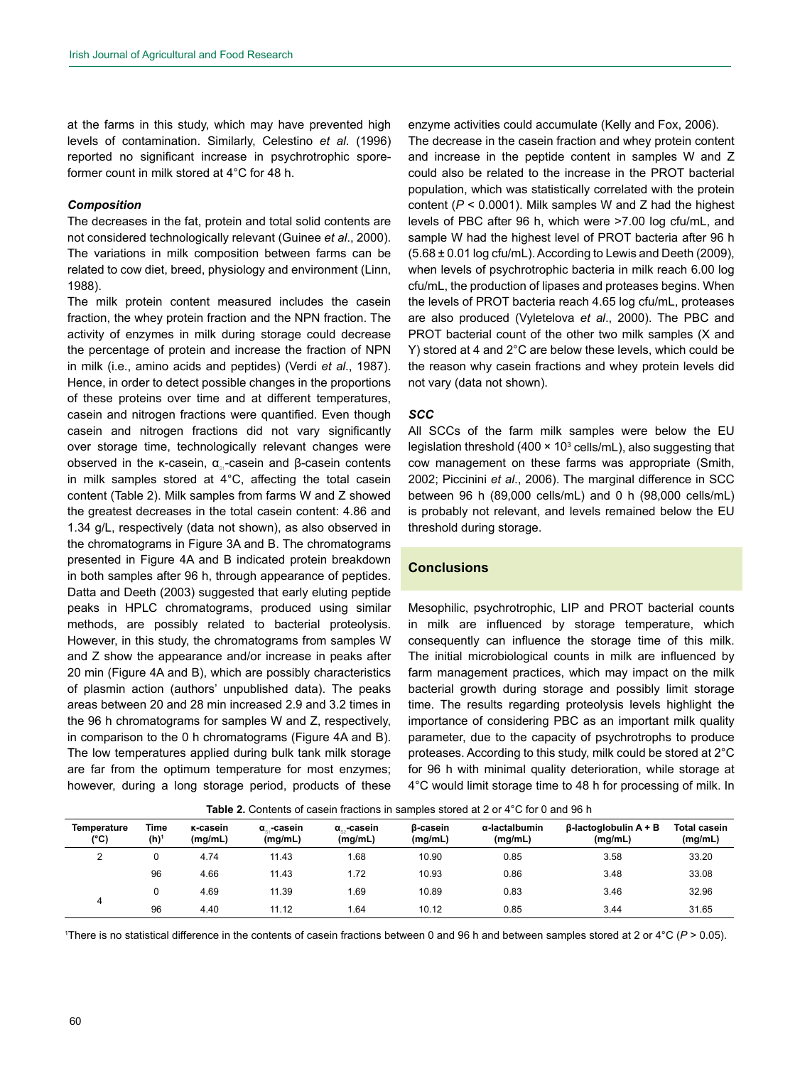at the farms in this study, which may have prevented high levels of contamination. Similarly, Celestino *et al*. (1996) reported no significant increase in psychrotrophic spore-former count in milk stored at 4°C for 48 h.

### *Composition*

The decreases in the fat, protein and total solid contents are not considered technologically relevant (Guinee *et al*., 2000). The variations in milk composition between farms can be related to cow diet, breed, physiology and environment (Linn, 1988).

The milk protein content measured includes the casein fraction, the whey protein fraction and the NPN fraction. The activity of enzymes in milk during storage could decrease the percentage of protein and increase the fraction of NPN in milk (i.e., amino acids and peptides) (Verdi *et al*., 1987). Hence, in order to detect possible changes in the proportions of these proteins over time and at different temperatures, casein and nitrogen fractions were quantified. Even though casein and nitrogen fractions did not vary significantly over storage time, technologically relevant changes were observed in the κ-casein, $\alpha_{s1}$-casein and β-casein contents in milk samples stored at 4°C, affecting the total casein content (Table 2). Milk samples from farms W and Z showed the greatest decreases in the total casein content: 4.86 and 1.34 g/L, respectively (data not shown), as also observed in the chromatograms in Figure 3A and B. The chromatograms presented in Figure 4A and B indicated protein breakdown in both samples after 96 h, through appearance of peptides. Datta and Deeth (2003) suggested that early eluting peptide peaks in HPLC chromatograms, produced using similar methods, are possibly related to bacterial proteolysis. However, in this study, the chromatograms from samples W and Z show the appearance and/or increase in peaks after 20 min (Figure 4A and B), which are possibly characteristics of plasmin action (authors' unpublished data). The peaks areas between 20 and 28 min increased 2.9 and 3.2 times in the 96 h chromatograms for samples W and Z, respectively, in comparison to the 0 h chromatograms (Figure 4A and B). The low temperatures applied during bulk tank milk storage are far from the optimum temperature for most enzymes; however, during a long storage period, products of these enzyme activities could accumulate (Kelly and Fox, 2006).

The decrease in the casein fraction and whey protein content and increase in the peptide content in samples W and Z could also be related to the increase in the PROT bacterial population, which was statistically correlated with the protein content ($P < 0.0001$). Milk samples W and Z had the highest levels of PBC after 96 h, which were >7.00 log cfu/mL, and sample W had the highest level of PROT bacteria after 96 h (5.68 ± 0.01 log cfu/mL). According to Lewis and Deeth (2009), when levels of psychrotrophic bacteria in milk reach 6.00 log cfu/mL, the production of lipases and proteases begins. When the levels of PROT bacteria reach 4.65 log cfu/mL, proteases are also produced (Vyletelova *et al*., 2000). The PBC and PROT bacterial count of the other two milk samples (X and Y) stored at 4 and 2°C are below these levels, which could be the reason why casein fractions and whey protein levels did not vary (data not shown).

### *SCC*

All SCCs of the farm milk samples were below the EU legislation threshold (400 × $10^3$ cells/mL), also suggesting that cow management on these farms was appropriate (Smith, 2002; Piccinini *et al*., 2006). The marginal difference in SCC between 96 h (89,000 cells/mL) and 0 h (98,000 cells/mL) is probably not relevant, and levels remained below the EU threshold during storage.

## Conclusions

Mesophilic, psychrotrophic, LIP and PROT bacterial counts in milk are influenced by storage temperature, which consequently can influence the storage time of this milk. The initial microbiological counts in milk are influenced by farm management practices, which may impact on the milk bacterial growth during storage and possibly limit storage time. The results regarding proteolysis levels highlight the importance of considering PBC as an important milk quality parameter, due to the capacity of psychrotrophs to produce proteases. According to this study, milk could be stored at 2°C for 96 h with minimal quality deterioration, while storage at 4°C would limit storage time to 48 h for processing of milk. In

**Table 2.** Contents of casein fractions in samples stored at 2 or 4°C for 0 and 96 h

| Temperature (°C) | Time (h)[1] | κ-casein (mg/mL) | $\alpha_{s1}$-casein (mg/mL) | $\alpha_{s2}$-casein (mg/mL) | β-casein (mg/mL) | α-lactalbumin (mg/mL) | β-lactoglobulin A + B (mg/mL) | Total casein (mg/mL) |
|---|---|---|---|---|---|---|---|---|
| 2 | 0 | 4.74 | 11.43 | 1.68 | 10.90 | 0.85 | 3.58 | 33.20 |
| | 96 | 4.66 | 11.43 | 1.72 | 10.93 | 0.86 | 3.48 | 33.08 |
| 4 | 0 | 4.69 | 11.39 | 1.69 | 10.89 | 0.83 | 3.46 | 32.96 |
| | 96 | 4.40 | 11.12 | 1.64 | 10.12 | 0.85 | 3.44 | 31.65 |

[1]There is no statistical difference in the contents of casein fractions between 0 and 96 h and between samples stored at 2 or 4°C ($P > 0.05$).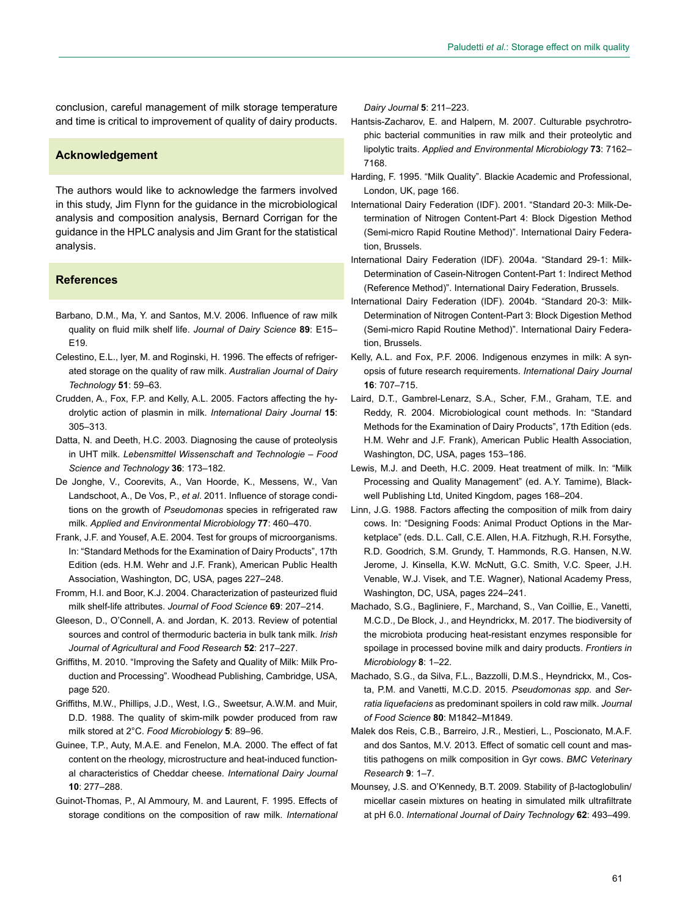conclusion, careful management of milk storage temperature and time is critical to improvement of quality of dairy products.

## Acknowledgement

The authors would like to acknowledge the farmers involved in this study, Jim Flynn for the guidance in the microbiological analysis and composition analysis, Bernard Corrigan for the guidance in the HPLC analysis and Jim Grant for the statistical analysis.

## References

Barbano, D.M., Ma, Y. and Santos, M.V. 2006. Influence of raw milk quality on fluid milk shelf life. *Journal of Dairy Science* **89**: E15–E19.

Celestino, E.L., Iyer, M. and Roginski, H. 1996. The effects of refrigerated storage on the quality of raw milk. *Australian Journal of Dairy Technology* **51**: 59–63.

Crudden, A., Fox, F.P. and Kelly, A.L. 2005. Factors affecting the hydrolytic action of plasmin in milk. *International Dairy Journal* **15**: 305–313.

Datta, N. and Deeth, H.C. 2003. Diagnosing the cause of proteolysis in UHT milk. *Lebensmittel Wissenschaft and Technologie – Food Science and Technology* **36**: 173–182.

De Jonghe, V., Coorevits, A., Van Hoorde, K., Messens, W., Van Landschoot, A., De Vos, P., *et al*. 2011. Influence of storage conditions on the growth of *Pseudomonas* species in refrigerated raw milk. *Applied and Environmental Microbiology* **77**: 460–470.

Frank, J.F. and Yousef, A.E. 2004. Test for groups of microorganisms. In: "Standard Methods for the Examination of Dairy Products", 17th Edition (eds. H.M. Wehr and J.F. Frank), American Public Health Association, Washington, DC, USA, pages 227–248.

Fromm, H.I. and Boor, K.J. 2004. Characterization of pasteurized fluid milk shelf-life attributes. *Journal of Food Science* **69**: 207–214.

Gleeson, D., O'Connell, A. and Jordan, K. 2013. Review of potential sources and control of thermoduric bacteria in bulk tank milk. *Irish Journal of Agricultural and Food Research* **52**: 217–227.

Griffiths, M. 2010. "Improving the Safety and Quality of Milk: Milk Production and Processing". Woodhead Publishing, Cambridge, USA, page 520.

Griffiths, M.W., Phillips, J.D., West, I.G., Sweetsur, A.W.M. and Muir, D.D. 1988. The quality of skim-milk powder produced from raw milk stored at 2°C. *Food Microbiology* **5**: 89–96.

Guinee, T.P., Auty, M.A.E. and Fenelon, M.A. 2000. The effect of fat content on the rheology, microstructure and heat-induced functional characteristics of Cheddar cheese. *International Dairy Journal* **10**: 277–288.

Guinot-Thomas, P., Al Ammoury, M. and Laurent, F. 1995. Effects of storage conditions on the composition of raw milk. *International Dairy Journal* **5**: 211–223.

Hantsis-Zacharov, E. and Halpern, M. 2007. Culturable psychrotrophic bacterial communities in raw milk and their proteolytic and lipolytic traits. *Applied and Environmental Microbiology* **73**: 7162–7168.

Harding, F. 1995. "Milk Quality". Blackie Academic and Professional, London, UK, page 166.

International Dairy Federation (IDF). 2001. "Standard 20-3: Milk-Determination of Nitrogen Content-Part 4: Block Digestion Method (Semi-micro Rapid Routine Method)". International Dairy Federation, Brussels.

International Dairy Federation (IDF). 2004a. "Standard 29-1: Milk-Determination of Casein-Nitrogen Content-Part 1: Indirect Method (Reference Method)". International Dairy Federation, Brussels.

International Dairy Federation (IDF). 2004b. "Standard 20-3: Milk-Determination of Nitrogen Content-Part 3: Block Digestion Method (Semi-micro Rapid Routine Method)". International Dairy Federation, Brussels.

Kelly, A.L. and Fox, P.F. 2006. Indigenous enzymes in milk: A synopsis of future research requirements. *International Dairy Journal* **16**: 707–715.

Laird, D.T., Gambrel-Lenarz, S.A., Scher, F.M., Graham, T.E. and Reddy, R. 2004. Microbiological count methods. In: "Standard Methods for the Examination of Dairy Products", 17th Edition (eds. H.M. Wehr and J.F. Frank), American Public Health Association, Washington, DC, USA, pages 153–186.

Lewis, M.J. and Deeth, H.C. 2009. Heat treatment of milk. In: "Milk Processing and Quality Management" (ed. A.Y. Tamime), Blackwell Publishing Ltd, United Kingdom, pages 168–204.

Linn, J.G. 1988. Factors affecting the composition of milk from dairy cows. In: "Designing Foods: Animal Product Options in the Marketplace" (eds. D.L. Call, C.E. Allen, H.A. Fitzhugh, R.H. Forsythe, R.D. Goodrich, S.M. Grundy, T. Hammonds, R.G. Hansen, N.W. Jerome, J. Kinsella, K.W. McNutt, G.C. Smith, V.C. Speer, J.H. Venable, W.J. Visek, and T.E. Wagner), National Academy Press, Washington, DC, USA, pages 224–241.

Machado, S.G., Bagliniere, F., Marchand, S., Van Coillie, E., Vanetti, M.C.D., De Block, J., and Heyndrickx, M. 2017. The biodiversity of the microbiota producing heat-resistant enzymes responsible for spoilage in processed bovine milk and dairy products. *Frontiers in Microbiology* **8**: 1–22.

Machado, S.G., da Silva, F.L., Bazzolli, D.M.S., Heyndrickx, M., Costa, P.M. and Vanetti, M.C.D. 2015. *Pseudomonas spp.* and *Serratia liquefaciens* as predominant spoilers in cold raw milk. *Journal of Food Science* **80**: M1842–M1849.

Malek dos Reis, C.B., Barreiro, J.R., Mestieri, L., Poscionato, M.A.F. and dos Santos, M.V. 2013. Effect of somatic cell count and mastitis pathogens on milk composition in Gyr cows. *BMC Veterinary Research* **9**: 1–7.

Mounsey, J.S. and O'Kennedy, B.T. 2009. Stability of β-lactoglobulin/micellar casein mixtures on heating in simulated milk ultrafiltrate at pH 6.0. *International Journal of Dairy Technology* **62**: 493–499.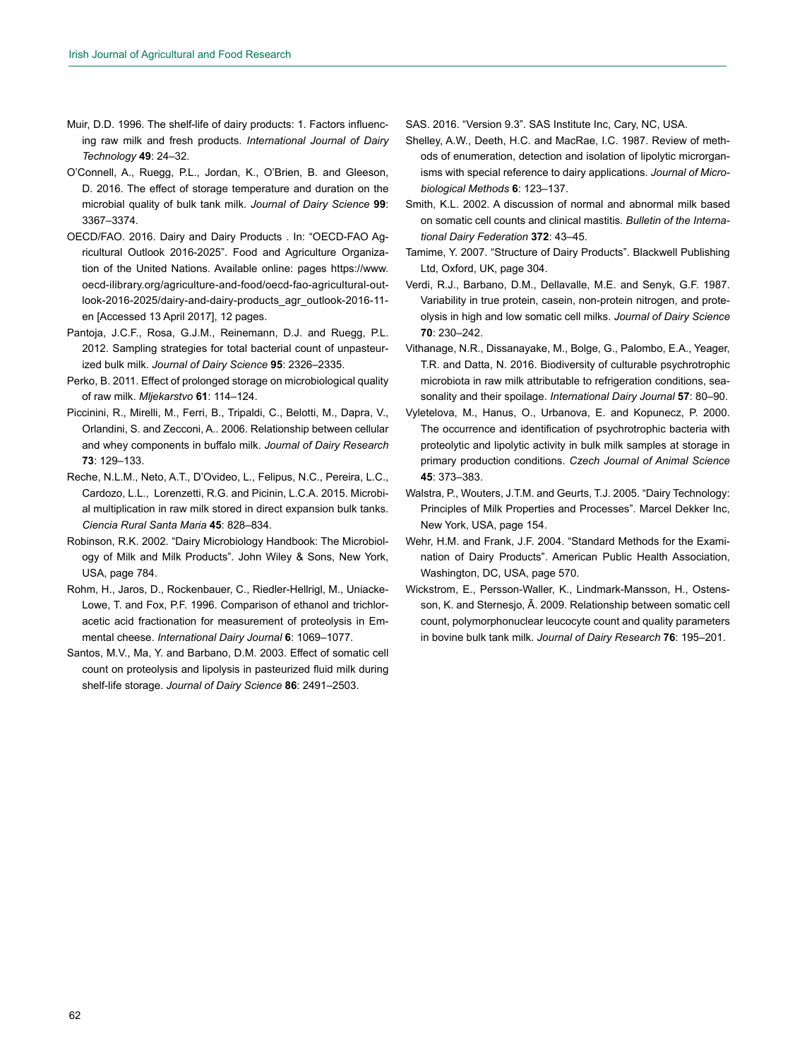Muir, D.D. 1996. The shelf-life of dairy products: 1. Factors influencing raw milk and fresh products. *International Journal of Dairy Technology* **49**: 24–32.

O'Connell, A., Ruegg, P.L., Jordan, K., O'Brien, B. and Gleeson, D. 2016. The effect of storage temperature and duration on the microbial quality of bulk tank milk. *Journal of Dairy Science* **99**: 3367–3374.

OECD/FAO. 2016. Dairy and Dairy Products . In: "OECD-FAO Agricultural Outlook 2016-2025". Food and Agriculture Organization of the United Nations. Available online: pages https://www.oecd-ilibrary.org/agriculture-and-food/oecd-fao-agricultural-outlook-2016-2025/dairy-and-dairy-products_agr_outlook-2016-11-en [Accessed 13 April 2017], 12 pages.

Pantoja, J.C.F., Rosa, G.J.M., Reinemann, D.J. and Ruegg, P.L. 2012. Sampling strategies for total bacterial count of unpasteurized bulk milk. *Journal of Dairy Science* **95**: 2326–2335.

Perko, B. 2011. Effect of prolonged storage on microbiological quality of raw milk. *Mljekarstvo* **61**: 114–124.

Piccinini, R., Mirelli, M., Ferri, B., Tripaldi, C., Belotti, M., Dapra, V., Orlandini, S. and Zecconi, A.. 2006. Relationship between cellular and whey components in buffalo milk. *Journal of Dairy Research* **73**: 129–133.

Reche, N.L.M., Neto, A.T., D'Ovideo, L., Felipus, N.C., Pereira, L.C., Cardozo, L.L., Lorenzetti, R.G. and Picinin, L.C.A. 2015. Microbial multiplication in raw milk stored in direct expansion bulk tanks. *Ciencia Rural Santa Maria* **45**: 828–834.

Robinson, R.K. 2002. "Dairy Microbiology Handbook: The Microbiology of Milk and Milk Products". John Wiley & Sons, New York, USA, page 784.

Rohm, H., Jaros, D., Rockenbauer, C., Riedler-Hellrigl, M., Uniacke-Lowe, T. and Fox, P.F. 1996. Comparison of ethanol and trichloracetic acid fractionation for measurement of proteolysis in Emmental cheese. *International Dairy Journal* **6**: 1069–1077.

Santos, M.V., Ma, Y. and Barbano, D.M. 2003. Effect of somatic cell count on proteolysis and lipolysis in pasteurized fluid milk during shelf-life storage. *Journal of Dairy Science* **86**: 2491–2503.

SAS. 2016. "Version 9.3". SAS Institute Inc, Cary, NC, USA.

Shelley, A.W., Deeth, H.C. and MacRae, I.C. 1987. Review of methods of enumeration, detection and isolation of lipolytic microrganisms with special reference to dairy applications. *Journal of Microbiological Methods* **6**: 123–137.

Smith, K.L. 2002. A discussion of normal and abnormal milk based on somatic cell counts and clinical mastitis. *Bulletin of the International Dairy Federation* **372**: 43–45.

Tamime, Y. 2007. "Structure of Dairy Products". Blackwell Publishing Ltd, Oxford, UK, page 304.

Verdi, R.J., Barbano, D.M., Dellavalle, M.E. and Senyk, G.F. 1987. Variability in true protein, casein, non-protein nitrogen, and proteolysis in high and low somatic cell milks. *Journal of Dairy Science* **70**: 230–242.

Vithanage, N.R., Dissanayake, M., Bolge, G., Palombo, E.A., Yeager, T.R. and Datta, N. 2016. Biodiversity of culturable psychrotrophic microbiota in raw milk attributable to refrigeration conditions, seasonality and their spoilage. *International Dairy Journal* **57**: 80–90.

Vyletelova, M., Hanus, O., Urbanova, E. and Kopunecz, P. 2000. The occurrence and identification of psychrotrophic bacteria with proteolytic and lipolytic activity in bulk milk samples at storage in primary production conditions. *Czech Journal of Animal Science* **45**: 373–383.

Walstra, P., Wouters, J.T.M. and Geurts, T.J. 2005. "Dairy Technology: Principles of Milk Properties and Processes". Marcel Dekker Inc, New York, USA, page 154.

Wehr, H.M. and Frank, J.F. 2004. "Standard Methods for the Examination of Dairy Products". American Public Health Association, Washington, DC, USA, page 570.

Wickstrom, E., Persson-Waller, K., Lindmark-Mansson, H., Ostensson, K. and Sternesjo, Ã. 2009. Relationship between somatic cell count, polymorphonuclear leucocyte count and quality parameters in bovine bulk tank milk. *Journal of Dairy Research* **76**: 195–201.